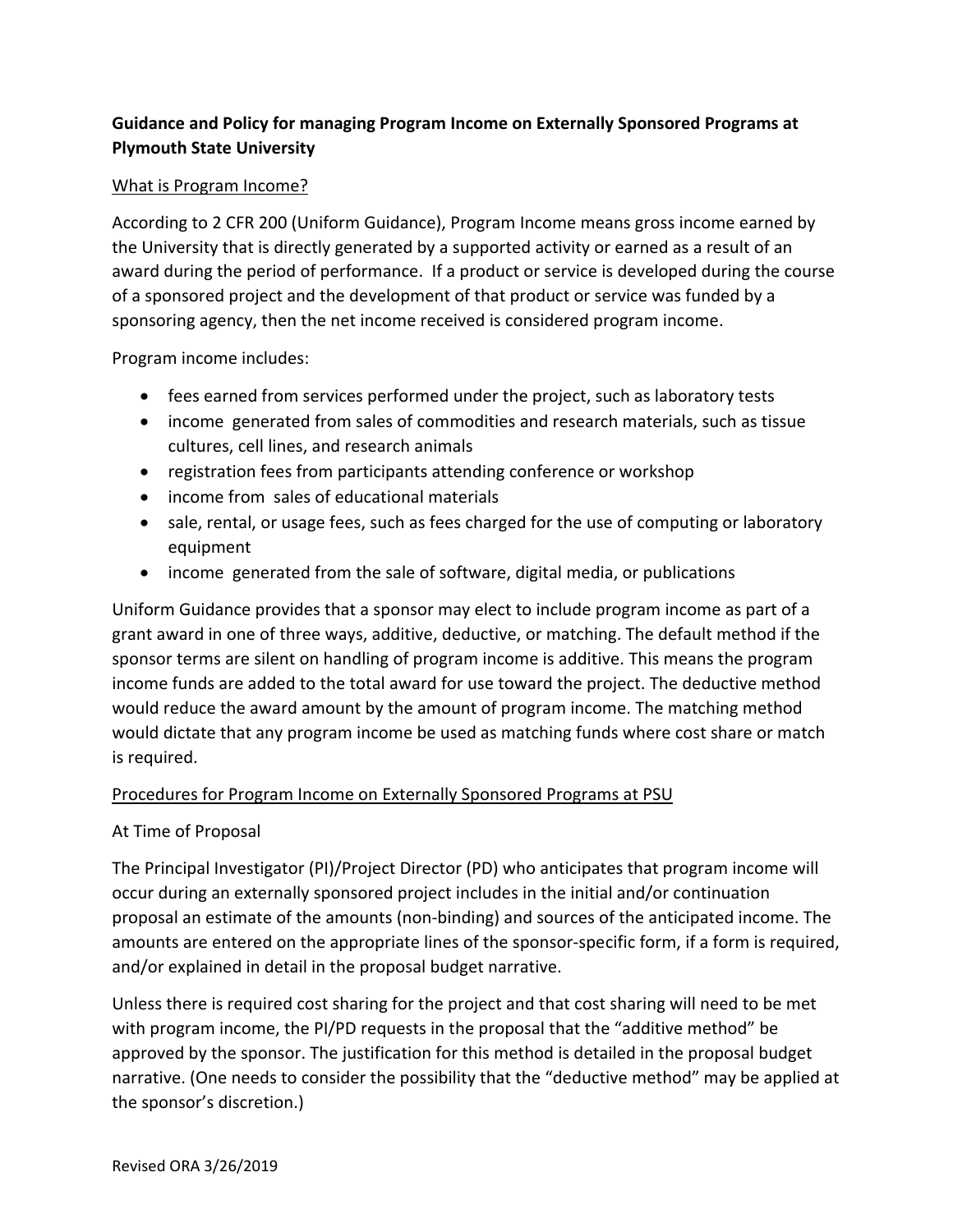**Guidance and Policy for managing Program Income on Externally Sponsored Programs at Plymouth State University**

What is Program Income?

According to 2 CFR 200 (Uniform Guidance), Program Income means gross income earned by the University that is directly generated by a supported activity or earned as a result of an award during the period of performance. If a product or service is developed during the course of a sponsored project and the development of that product or service was funded by a sponsoring agency, then the net income received is considered program income.

Program income includes:

- fees earned from services performed under the project, such as laboratory tests
- income generated from sales of commodities and research materials, such as tissue cultures, cell lines, and research animals
- registration fees from participants attending conference or workshop
- income from sales of educational materials
- sale, rental, or usage fees, such as fees charged for the use of computing or laboratory equipment
- income generated from the sale of software, digital media, or publications

Uniform Guidance provides that a sponsor may elect to include program income as part of a grant award in one of three ways, additive, deductive, or matching. The default method if the sponsor terms are silent on handling of program income is additive. This means the program income funds are added to the total award for use toward the project. The deductive method would reduce the award amount by the amount of program income. The matching method would dictate that any program income be used as matching funds where cost share or match is required.

Procedures for Program Income on Externally Sponsored Programs at PSU

At Time of Proposal

The Principal Investigator (PI)/Project Director (PD) who anticipates that program income will occur during an externally sponsored project includes in the initial and/or continuation proposal an estimate of the amounts (non-binding) and sources of the anticipated income. The amounts are entered on the appropriate lines of the sponsor-specific form, if a form is required, and/or explained in detail in the proposal budget narrative.

Unless there is required cost sharing for the project and that cost sharing will need to be met with program income, the PI/PD requests in the proposal that the "additive method" be approved by the sponsor. The justification for this method is detailed in the proposal budget narrative. (One needs to consider the possibility that the "deductive method" may be applied at the sponsor's discretion.)

Revised ORA 3/26/2019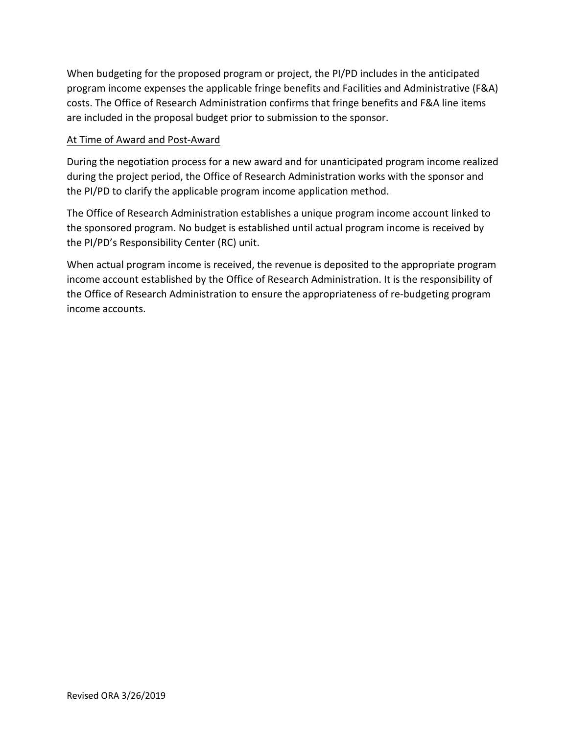When budgeting for the proposed program or project, the PI/PD includes in the anticipated program income expenses the applicable fringe benefits and Facilities and Administrative (F&A) costs. The Office of Research Administration confirms that fringe benefits and F&A line items are included in the proposal budget prior to submission to the sponsor.

<u>At Time of Award and Post-Award</u>

During the negotiation process for a new award and for unanticipated program income realized during the project period, the Office of Research Administration works with the sponsor and the PI/PD to clarify the applicable program income application method.

The Office of Research Administration establishes a unique program income account linked to the sponsored program. No budget is established until actual program income is received by the PI/PD's Responsibility Center (RC) unit.

When actual program income is received, the revenue is deposited to the appropriate program income account established by the Office of Research Administration. It is the responsibility of the Office of Research Administration to ensure the appropriateness of re-budgeting program income accounts.

Revised ORA 3/26/2019